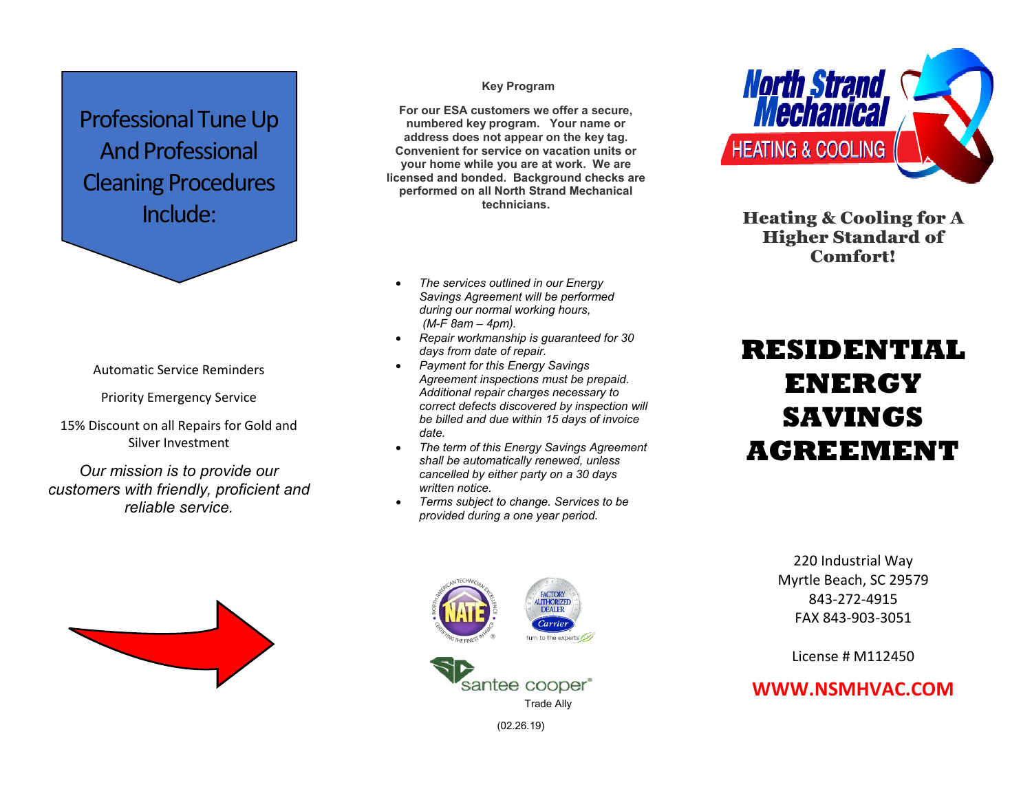## Professional Tune Up And Professional Cleaning Procedures Include:

Automatic Service Reminders

Priority Emergency Service

15% Discount on all Repairs for Gold and Silver Investment

*Our mission is to provide our customers with friendly, proficient and reliable service.*

**Key Program**

**For our ESA customers we offer a secure, numbered key program. Your name or address does not appear on the key tag. Convenient for service on vacation units or your home while you are at work. We are licensed and bonded. Background checks are performed on all North Strand Mechanical technicians.**

- *The services outlined in our Energy Savings Agreement will be performed during our normal working hours, (M-F 8am – 4pm).*
- *Repair workmanship is guaranteed for 30 days from date of repair.*
- *Payment for this Energy Savings Agreement inspections must be prepaid. Additional repair charges necessary to correct defects discovered by inspection will be billed and due within 15 days of invoice date.*
- *The term of this Energy Savings Agreement shall be automatically renewed, unless cancelled by either party on a 30 days written notice.*
- *Terms subject to change. Services to be provided during a one year period.*

santee cooper® Trade Ally

(02.26.19)

North Strand Mechanical HEATING & COOLING

**Heating & Cooling for A Higher Standard of Comfort!**

# RESIDENTIAL ENERGY SAVINGS AGREEMENT

220 Industrial Way
Myrtle Beach, SC 29579
843-272-4915
FAX 843-903-3051

License # M112450

**WWW.NSMHVAC.COM**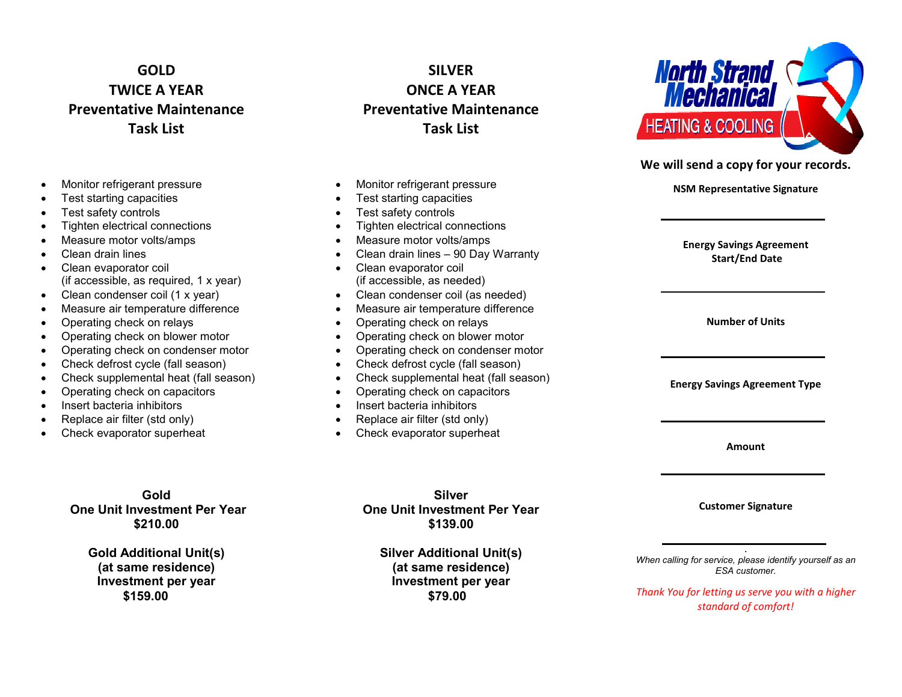## GOLD
## TWICE A YEAR
## Preventative Maintenance
## Task List

- Monitor refrigerant pressure
- Test starting capacities
- Test safety controls
- Tighten electrical connections
- Measure motor volts/amps
- Clean drain lines
- Clean evaporator coil
  (if accessible, as required, 1 x year)
- Clean condenser coil (1 x year)
- Measure air temperature difference
- Operating check on relays
- Operating check on blower motor
- Operating check on condenser motor
- Check defrost cycle (fall season)
- Check supplemental heat (fall season)
- Operating check on capacitors
- Insert bacteria inhibitors
- Replace air filter (std only)
- Check evaporator superheat

**Gold**
**One Unit Investment Per Year**
**$210.00**

**Gold Additional Unit(s)**
**(at same residence)**
**Investment per year**
**$159.00**

## SILVER
## ONCE A YEAR
## Preventative Maintenance
## Task List

- Monitor refrigerant pressure
- Test starting capacities
- Test safety controls
- Tighten electrical connections
- Measure motor volts/amps
- Clean drain lines – 90 Day Warranty
- Clean evaporator coil
  (if accessible, as needed)
- Clean condenser coil (as needed)
- Measure air temperature difference
- Operating check on relays
- Operating check on blower motor
- Operating check on condenser motor
- Check defrost cycle (fall season)
- Check supplemental heat (fall season)
- Operating check on capacitors
- Insert bacteria inhibitors
- Replace air filter (std only)
- Check evaporator superheat

**Silver**
**One Unit Investment Per Year**
**$139.00**

**Silver Additional Unit(s)**
**(at same residence)**
**Investment per year**
**$79.00**

North Strand Mechanical
HEATING & COOLING

**We will send a copy for your records.**

**NSM Representative Signature**

______________________

**Energy Savings Agreement Start/End Date**

______________________

**Number of Units**

______________________

**Energy Savings Agreement Type**

______________________

**Amount**

______________________

**Customer Signature**

______________________

*When calling for service, please identify yourself as an ESA customer.*

*Thank You for letting us serve you with a higher standard of comfort!*